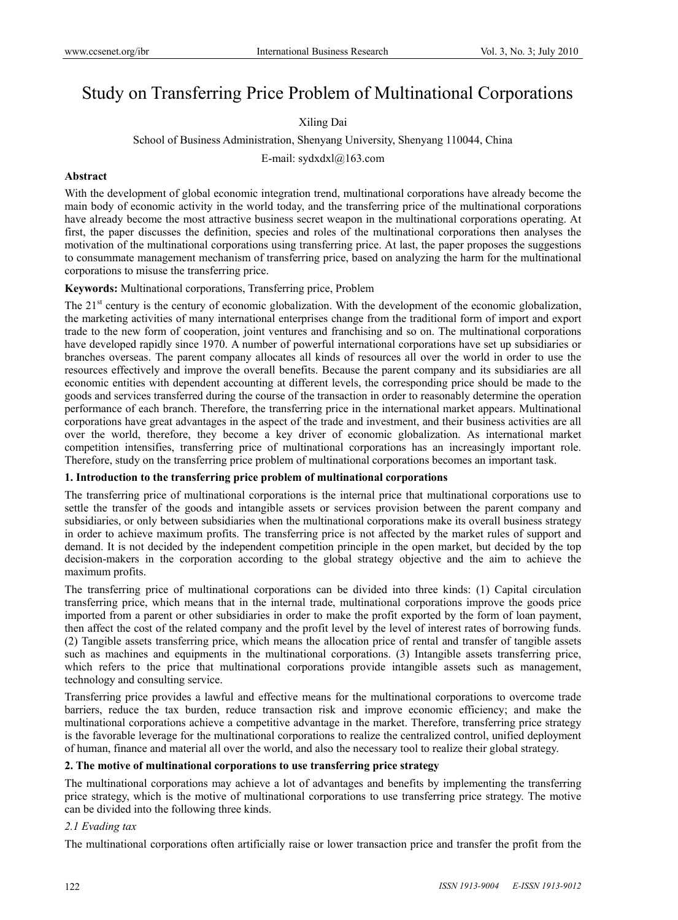# Study on Transferring Price Problem of Multinational Corporations

Xiling Dai

School of Business Administration, Shenyang University, Shenyang 110044, China

E-mail: sydxdxl@163.com

**Abstract**

With the development of global economic integration trend, multinational corporations have already become the main body of economic activity in the world today, and the transferring price of the multinational corporations have already become the most attractive business secret weapon in the multinational corporations operating. At first, the paper discusses the definition, species and roles of the multinational corporations then analyses the motivation of the multinational corporations using transferring price. At last, the paper proposes the suggestions to consummate management mechanism of transferring price, based on analyzing the harm for the multinational corporations to misuse the transferring price.

**Keywords:** Multinational corporations, Transferring price, Problem

The 21st century is the century of economic globalization. With the development of the economic globalization, the marketing activities of many international enterprises change from the traditional form of import and export trade to the new form of cooperation, joint ventures and franchising and so on. The multinational corporations have developed rapidly since 1970. A number of powerful international corporations have set up subsidiaries or branches overseas. The parent company allocates all kinds of resources all over the world in order to use the resources effectively and improve the overall benefits. Because the parent company and its subsidiaries are all economic entities with dependent accounting at different levels, the corresponding price should be made to the goods and services transferred during the course of the transaction in order to reasonably determine the operation performance of each branch. Therefore, the transferring price in the international market appears. Multinational corporations have great advantages in the aspect of the trade and investment, and their business activities are all over the world, therefore, they become a key driver of economic globalization. As international market competition intensifies, transferring price of multinational corporations has an increasingly important role. Therefore, study on the transferring price problem of multinational corporations becomes an important task.

## 1. Introduction to the transferring price problem of multinational corporations

The transferring price of multinational corporations is the internal price that multinational corporations use to settle the transfer of the goods and intangible assets or services provision between the parent company and subsidiaries, or only between subsidiaries when the multinational corporations make its overall business strategy in order to achieve maximum profits. The transferring price is not affected by the market rules of support and demand. It is not decided by the independent competition principle in the open market, but decided by the top decision-makers in the corporation according to the global strategy objective and the aim to achieve the maximum profits.

The transferring price of multinational corporations can be divided into three kinds: (1) Capital circulation transferring price, which means that in the internal trade, multinational corporations improve the goods price imported from a parent or other subsidiaries in order to make the profit exported by the form of loan payment, then affect the cost of the related company and the profit level by the level of interest rates of borrowing funds. (2) Tangible assets transferring price, which means the allocation price of rental and transfer of tangible assets such as machines and equipments in the multinational corporations. (3) Intangible assets transferring price, which refers to the price that multinational corporations provide intangible assets such as management, technology and consulting service.

Transferring price provides a lawful and effective means for the multinational corporations to overcome trade barriers, reduce the tax burden, reduce transaction risk and improve economic efficiency; and make the multinational corporations achieve a competitive advantage in the market. Therefore, transferring price strategy is the favorable leverage for the multinational corporations to realize the centralized control, unified deployment of human, finance and material all over the world, and also the necessary tool to realize their global strategy.

## 2. The motive of multinational corporations to use transferring price strategy

The multinational corporations may achieve a lot of advantages and benefits by implementing the transferring price strategy, which is the motive of multinational corporations to use transferring price strategy. The motive can be divided into the following three kinds.

### *2.1 Evading tax*

The multinational corporations often artificially raise or lower transaction price and transfer the profit from the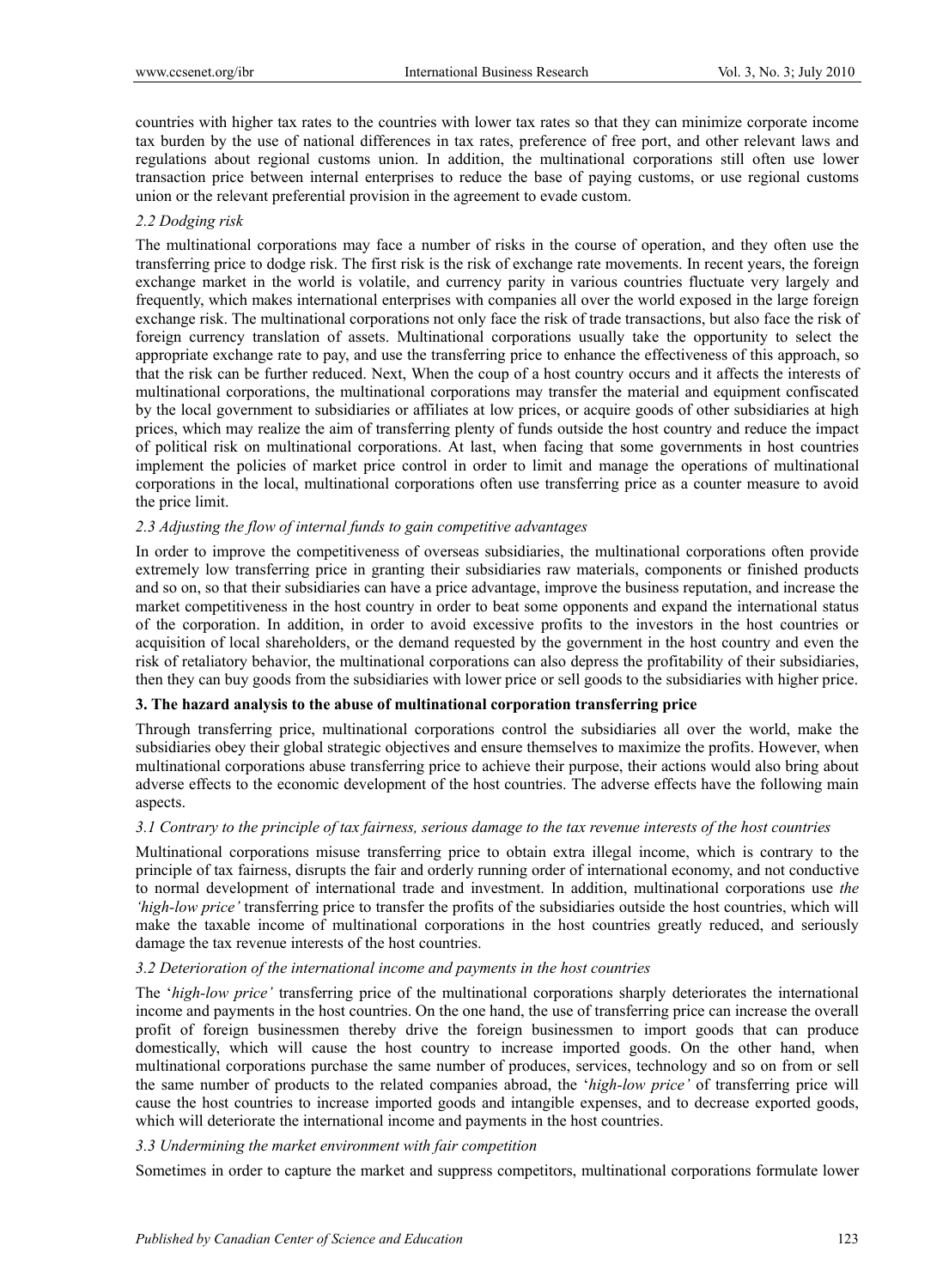countries with higher tax rates to the countries with lower tax rates so that they can minimize corporate income tax burden by the use of national differences in tax rates, preference of free port, and other relevant laws and regulations about regional customs union. In addition, the multinational corporations still often use lower transaction price between internal enterprises to reduce the base of paying customs, or use regional customs union or the relevant preferential provision in the agreement to evade custom.

### *2.2 Dodging risk*

The multinational corporations may face a number of risks in the course of operation, and they often use the transferring price to dodge risk. The first risk is the risk of exchange rate movements. In recent years, the foreign exchange market in the world is volatile, and currency parity in various countries fluctuate very largely and frequently, which makes international enterprises with companies all over the world exposed in the large foreign exchange risk. The multinational corporations not only face the risk of trade transactions, but also face the risk of foreign currency translation of assets. Multinational corporations usually take the opportunity to select the appropriate exchange rate to pay, and use the transferring price to enhance the effectiveness of this approach, so that the risk can be further reduced. Next, When the coup of a host country occurs and it affects the interests of multinational corporations, the multinational corporations may transfer the material and equipment confiscated by the local government to subsidiaries or affiliates at low prices, or acquire goods of other subsidiaries at high prices, which may realize the aim of transferring plenty of funds outside the host country and reduce the impact of political risk on multinational corporations. At last, when facing that some governments in host countries implement the policies of market price control in order to limit and manage the operations of multinational corporations in the local, multinational corporations often use transferring price as a counter measure to avoid the price limit.

### *2.3 Adjusting the flow of internal funds to gain competitive advantages*

In order to improve the competitiveness of overseas subsidiaries, the multinational corporations often provide extremely low transferring price in granting their subsidiaries raw materials, components or finished products and so on, so that their subsidiaries can have a price advantage, improve the business reputation, and increase the market competitiveness in the host country in order to beat some opponents and expand the international status of the corporation. In addition, in order to avoid excessive profits to the investors in the host countries or acquisition of local shareholders, or the demand requested by the government in the host country and even the risk of retaliatory behavior, the multinational corporations can also depress the profitability of their subsidiaries, then they can buy goods from the subsidiaries with lower price or sell goods to the subsidiaries with higher price.

## 3. The hazard analysis to the abuse of multinational corporation transferring price

Through transferring price, multinational corporations control the subsidiaries all over the world, make the subsidiaries obey their global strategic objectives and ensure themselves to maximize the profits. However, when multinational corporations abuse transferring price to achieve their purpose, their actions would also bring about adverse effects to the economic development of the host countries. The adverse effects have the following main aspects.

### *3.1 Contrary to the principle of tax fairness, serious damage to the tax revenue interests of the host countries*

Multinational corporations misuse transferring price to obtain extra illegal income, which is contrary to the principle of tax fairness, disrupts the fair and orderly running order of international economy, and not conductive to normal development of international trade and investment. In addition, multinational corporations use *the 'high-low price'* transferring price to transfer the profits of the subsidiaries outside the host countries, which will make the taxable income of multinational corporations in the host countries greatly reduced, and seriously damage the tax revenue interests of the host countries.

### *3.2 Deterioration of the international income and payments in the host countries*

The '*high-low price'* transferring price of the multinational corporations sharply deteriorates the international income and payments in the host countries. On the one hand, the use of transferring price can increase the overall profit of foreign businessmen thereby drive the foreign businessmen to import goods that can produce domestically, which will cause the host country to increase imported goods. On the other hand, when multinational corporations purchase the same number of produces, services, technology and so on from or sell the same number of products to the related companies abroad, the '*high-low price'* of transferring price will cause the host countries to increase imported goods and intangible expenses, and to decrease exported goods, which will deteriorate the international income and payments in the host countries.

### *3.3 Undermining the market environment with fair competition*

Sometimes in order to capture the market and suppress competitors, multinational corporations formulate lower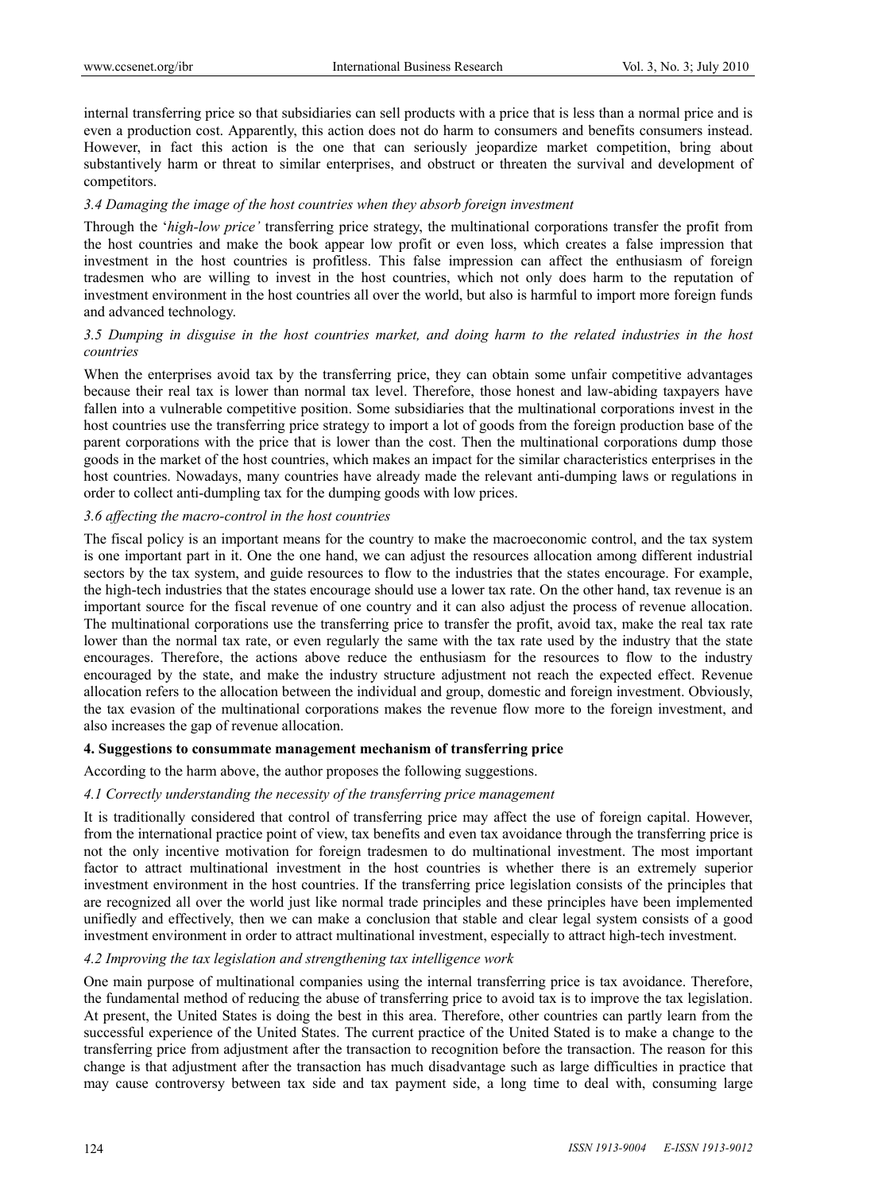internal transferring price so that subsidiaries can sell products with a price that is less than a normal price and is even a production cost. Apparently, this action does not do harm to consumers and benefits consumers instead. However, in fact this action is the one that can seriously jeopardize market competition, bring about substantively harm or threat to similar enterprises, and obstruct or threaten the survival and development of competitors.

### *3.4 Damaging the image of the host countries when they absorb foreign investment*

Through the '*high-low price'* transferring price strategy, the multinational corporations transfer the profit from the host countries and make the book appear low profit or even loss, which creates a false impression that investment in the host countries is profitless. This false impression can affect the enthusiasm of foreign tradesmen who are willing to invest in the host countries, which not only does harm to the reputation of investment environment in the host countries all over the world, but also is harmful to import more foreign funds and advanced technology.

### *3.5 Dumping in disguise in the host countries market, and doing harm to the related industries in the host countries*

When the enterprises avoid tax by the transferring price, they can obtain some unfair competitive advantages because their real tax is lower than normal tax level. Therefore, those honest and law-abiding taxpayers have fallen into a vulnerable competitive position. Some subsidiaries that the multinational corporations invest in the host countries use the transferring price strategy to import a lot of goods from the foreign production base of the parent corporations with the price that is lower than the cost. Then the multinational corporations dump those goods in the market of the host countries, which makes an impact for the similar characteristics enterprises in the host countries. Nowadays, many countries have already made the relevant anti-dumping laws or regulations in order to collect anti-dumpling tax for the dumping goods with low prices.

### *3.6 affecting the macro-control in the host countries*

The fiscal policy is an important means for the country to make the macroeconomic control, and the tax system is one important part in it. One the one hand, we can adjust the resources allocation among different industrial sectors by the tax system, and guide resources to flow to the industries that the states encourage. For example, the high-tech industries that the states encourage should use a lower tax rate. On the other hand, tax revenue is an important source for the fiscal revenue of one country and it can also adjust the process of revenue allocation. The multinational corporations use the transferring price to transfer the profit, avoid tax, make the real tax rate lower than the normal tax rate, or even regularly the same with the tax rate used by the industry that the state encourages. Therefore, the actions above reduce the enthusiasm for the resources to flow to the industry encouraged by the state, and make the industry structure adjustment not reach the expected effect. Revenue allocation refers to the allocation between the individual and group, domestic and foreign investment. Obviously, the tax evasion of the multinational corporations makes the revenue flow more to the foreign investment, and also increases the gap of revenue allocation.

## **4. Suggestions to consummate management mechanism of transferring price**

According to the harm above, the author proposes the following suggestions.

### *4.1 Correctly understanding the necessity of the transferring price management*

It is traditionally considered that control of transferring price may affect the use of foreign capital. However, from the international practice point of view, tax benefits and even tax avoidance through the transferring price is not the only incentive motivation for foreign tradesmen to do multinational investment. The most important factor to attract multinational investment in the host countries is whether there is an extremely superior investment environment in the host countries. If the transferring price legislation consists of the principles that are recognized all over the world just like normal trade principles and these principles have been implemented unifiedly and effectively, then we can make a conclusion that stable and clear legal system consists of a good investment environment in order to attract multinational investment, especially to attract high-tech investment.

### *4.2 Improving the tax legislation and strengthening tax intelligence work*

One main purpose of multinational companies using the internal transferring price is tax avoidance. Therefore, the fundamental method of reducing the abuse of transferring price to avoid tax is to improve the tax legislation. At present, the United States is doing the best in this area. Therefore, other countries can partly learn from the successful experience of the United States. The current practice of the United Stated is to make a change to the transferring price from adjustment after the transaction to recognition before the transaction. The reason for this change is that adjustment after the transaction has much disadvantage such as large difficulties in practice that may cause controversy between tax side and tax payment side, a long time to deal with, consuming large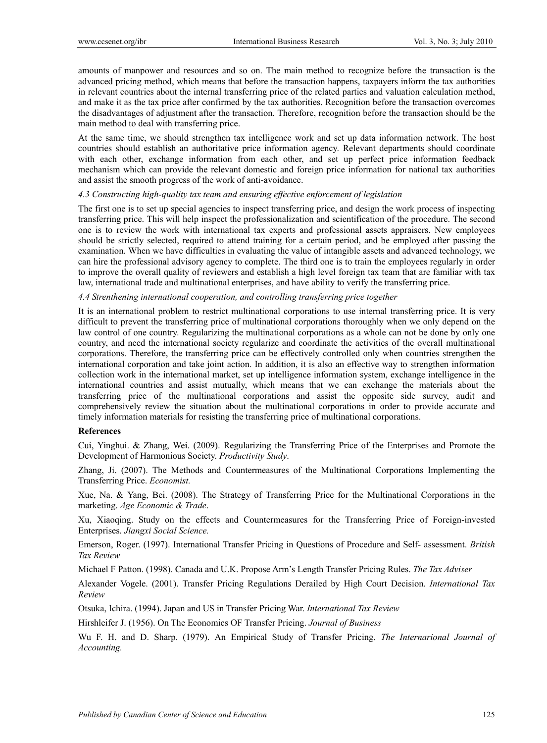amounts of manpower and resources and so on. The main method to recognize before the transaction is the advanced pricing method, which means that before the transaction happens, taxpayers inform the tax authorities in relevant countries about the internal transferring price of the related parties and valuation calculation method, and make it as the tax price after confirmed by the tax authorities. Recognition before the transaction overcomes the disadvantages of adjustment after the transaction. Therefore, recognition before the transaction should be the main method to deal with transferring price.

At the same time, we should strengthen tax intelligence work and set up data information network. The host countries should establish an authoritative price information agency. Relevant departments should coordinate with each other, exchange information from each other, and set up perfect price information feedback mechanism which can provide the relevant domestic and foreign price information for national tax authorities and assist the smooth progress of the work of anti-avoidance.

### *4.3 Constructing high-quality tax team and ensuring effective enforcement of legislation*

The first one is to set up special agencies to inspect transferring price, and design the work process of inspecting transferring price. This will help inspect the professionalization and scientification of the procedure. The second one is to review the work with international tax experts and professional assets appraisers. New employees should be strictly selected, required to attend training for a certain period, and be employed after passing the examination. When we have difficulties in evaluating the value of intangible assets and advanced technology, we can hire the professional advisory agency to complete. The third one is to train the employees regularly in order to improve the overall quality of reviewers and establish a high level foreign tax team that are familiar with tax law, international trade and multinational enterprises, and have ability to verify the transferring price.

### *4.4 Strenthening international cooperation, and controlling transferring price together*

It is an international problem to restrict multinational corporations to use internal transferring price. It is very difficult to prevent the transferring price of multinational corporations thoroughly when we only depend on the law control of one country. Regularizing the multinational corporations as a whole can not be done by only one country, and need the international society regularize and coordinate the activities of the overall multinational corporations. Therefore, the transferring price can be effectively controlled only when countries strengthen the international corporation and take joint action. In addition, it is also an effective way to strengthen information collection work in the international market, set up intelligence information system, exchange intelligence in the international countries and assist mutually, which means that we can exchange the materials about the transferring price of the multinational corporations and assist the opposite side survey, audit and comprehensively review the situation about the multinational corporations in order to provide accurate and timely information materials for resisting the transferring price of multinational corporations.

## References

Cui, Yinghui. & Zhang, Wei. (2009). Regularizing the Transferring Price of the Enterprises and Promote the Development of Harmonious Society. *Productivity Study*.

Zhang, Ji. (2007). The Methods and Countermeasures of the Multinational Corporations Implementing the Transferring Price. *Economist.*

Xue, Na. & Yang, Bei. (2008). The Strategy of Transferring Price for the Multinational Corporations in the marketing. *Age Economic & Trade*.

Xu, Xiaoqing. Study on the effects and Countermeasures for the Transferring Price of Foreign-invested Enterprises. *Jiangxi Social Science.*

Emerson, Roger. (1997). International Transfer Pricing in Questions of Procedure and Self- assessment. *British Tax Review*

Michael F Patton. (1998). Canada and U.K. Propose Arm's Length Transfer Pricing Rules. *The Tax Adviser*

Alexander Vogele. (2001). Transfer Pricing Regulations Derailed by High Court Decision. *International Tax Review*

Otsuka, Ichira. (1994). Japan and US in Transfer Pricing War. *International Tax Review*

Hirshleifer J. (1956). On The Economics OF Transfer Pricing. *Journal of Business*

Wu F. H. and D. Sharp. (1979). An Empirical Study of Transfer Pricing. *The Internarional Journal of Accounting.*